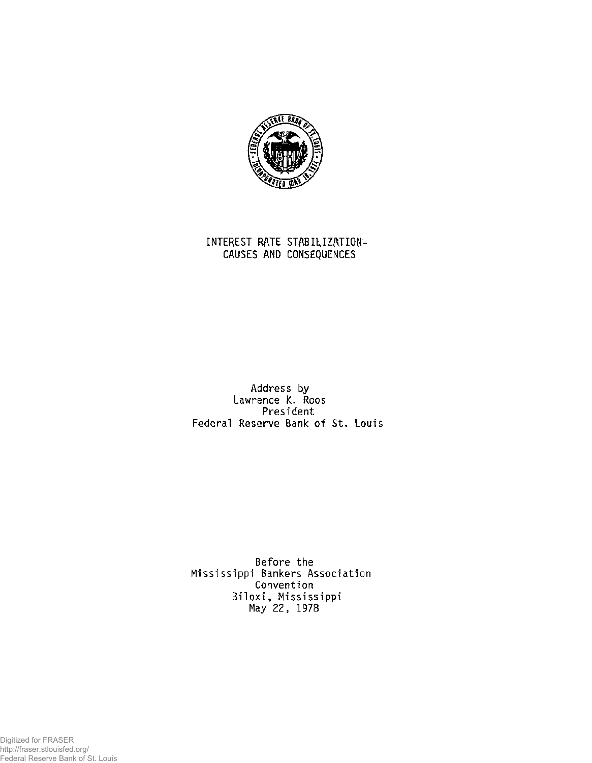# INTEREST RATE STABILIZATION-CAUSES AND CONSEQUENCES

Address by
Lawrence K. Roos
President
Federal Reserve Bank of St. Louis

Before the
Mississippi Bankers Association
Convention
Biloxi, Mississippi
May 22, 1978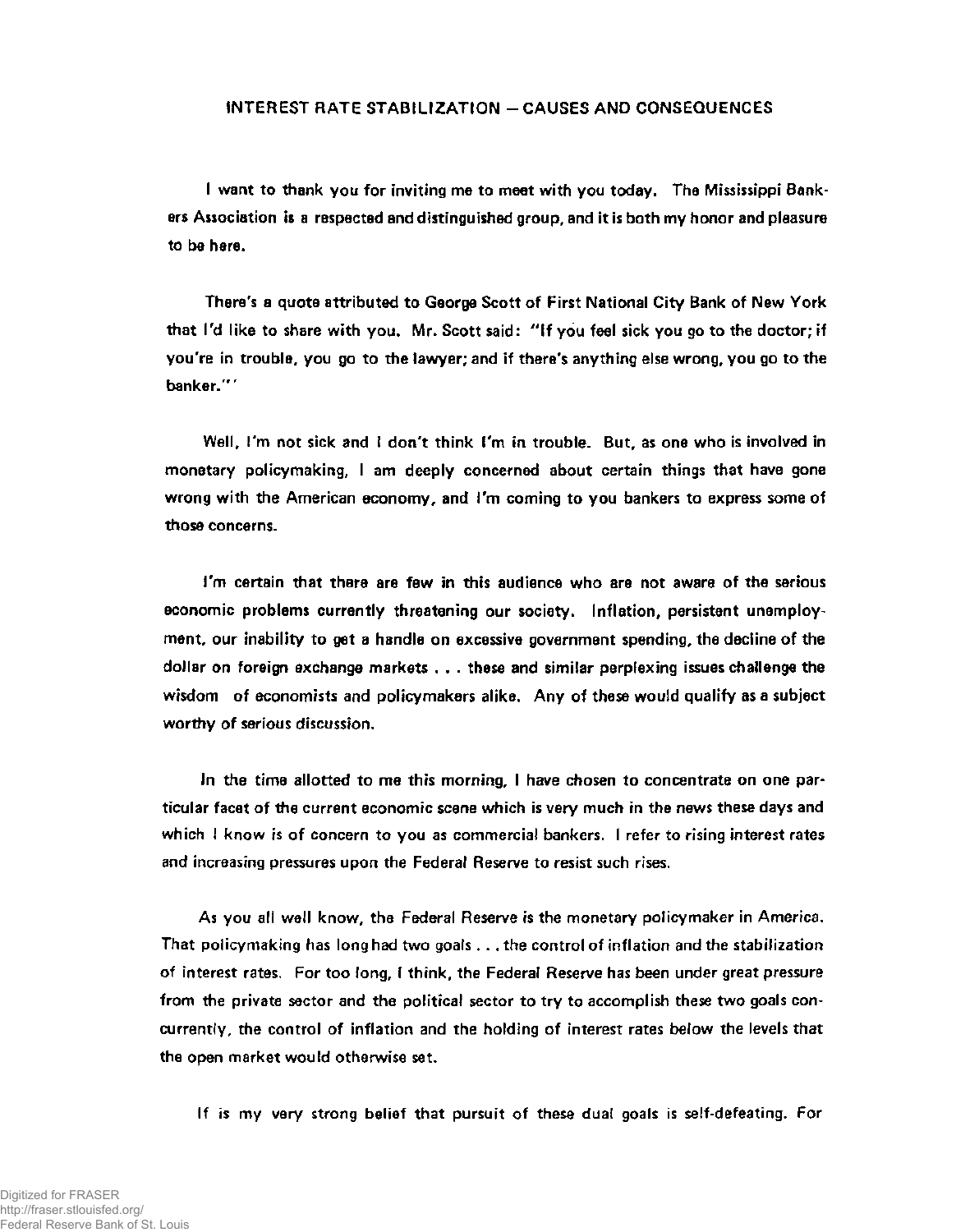## INTEREST RATE STABILIZATION — CAUSES AND CONSEQUENCES

I want to thank you for inviting me to meet with you today. The Mississippi Bankers Association is a respected and distinguished group, and it is both my honor and pleasure to be here.

There's a quote attributed to George Scott of First National City Bank of New York that I'd like to share with you. Mr. Scott said: "If you feel sick you go to the doctor; if you're in trouble, you go to the lawyer; and if there's anything else wrong, you go to the banker."'

Well, I'm not sick and I don't think I'm in trouble. But, as one who is involved in monetary policymaking, I am deeply concerned about certain things that have gone wrong with the American economy, and I'm coming to you bankers to express some of those concerns.

I'm certain that there are few in this audience who are not aware of the serious economic problems currently threatening our society. Inflation, persistent unemployment, our inability to get a handle on excessive government spending, the decline of the dollar on foreign exchange markets . . . these and similar perplexing issues challenge the wisdom of economists and policymakers alike. Any of these would qualify as a subject worthy of serious discussion.

In the time allotted to me this morning, I have chosen to concentrate on one particular facet of the current economic scene which is very much in the news these days and which I know is of concern to you as commercial bankers. I refer to rising interest rates and increasing pressures upon the Federal Reserve to resist such rises.

As you all well know, the Federal Reserve is the monetary policymaker in America. That policymaking has long had two goals . . . the control of inflation and the stabilization of interest rates. For too long, I think, the Federal Reserve has been under great pressure from the private sector and the political sector to try to accomplish these two goals concurrently, the control of inflation and the holding of interest rates below the levels that the open market would otherwise set.

If is my very strong belief that pursuit of these dual goals is self-defeating. For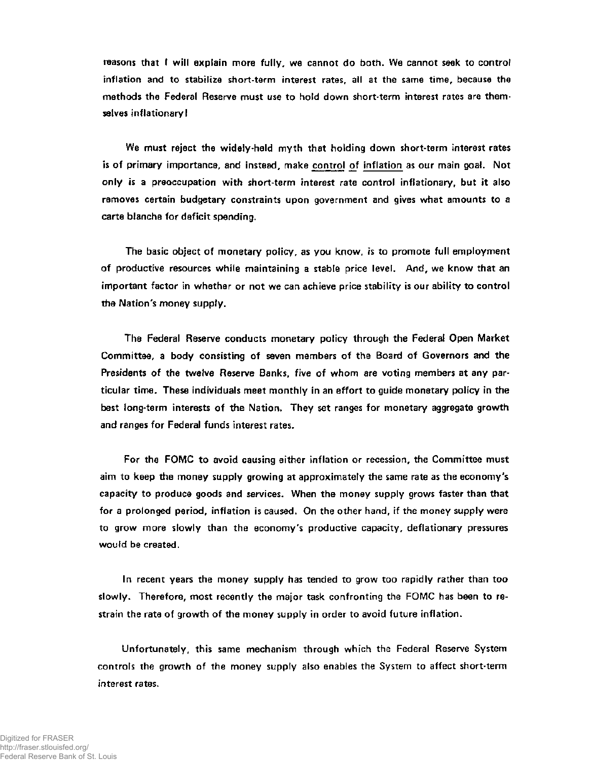reasons that I will explain more fully, we cannot do both. We cannot seek to control inflation and to stabilize short-term interest rates, all at the same time, because the methods the Federal Reserve must use to hold down short-term interest rates are themselves inflationary!

We must reject the widely-held myth that holding down short-term interest rates is of primary importance, and instead, make control of inflation as our main goal. Not only is a preoccupation with short-term interest rate control inflationary, but it also removes certain budgetary constraints upon government and gives what amounts to a carte blanche for deficit spending.

The basic object of monetary policy, as you know, is to promote full employment of productive resources while maintaining a stable price level. And, we know that an important factor in whether or not we can achieve price stability is our ability to control the Nation's money supply.

The Federal Reserve conducts monetary policy through the Federal Open Market Committee, a body consisting of seven members of the Board of Governors and the Presidents of the twelve Reserve Banks, five of whom are voting members at any particular time. These individuals meet monthly in an effort to guide monetary policy in the best long-term interests of the Nation. They set ranges for monetary aggregate growth and ranges for Federal funds interest rates.

For the FOMC to avoid causing either inflation or recession, the Committee must aim to keep the money supply growing at approximately the same rate as the economy's capacity to produce goods and services. When the money supply grows faster than that for a prolonged period, inflation is caused. On the other hand, if the money supply were to grow more slowly than the economy's productive capacity, deflationary pressures would be created.

In recent years the money supply has tended to grow too rapidly rather than too slowly. Therefore, most recently the major task confronting the FOMC has been to restrain the rate of growth of the money supply in order to avoid future inflation.

Unfortunately, this same mechanism through which the Federal Reserve System controls the growth of the money supply also enables the System to affect short-term interest rates.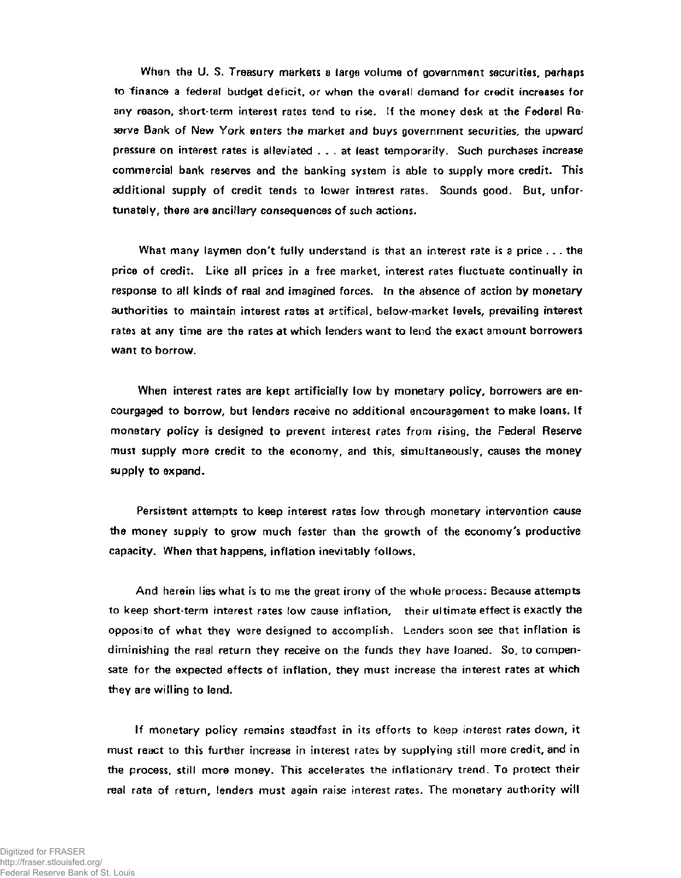When the U. S. Treasury markets a large volume of government securities, perhaps to finance a federal budget deficit, or when the overall demand for credit increases for any reason, short-term interest rates tend to rise. If the money desk at the Federal Reserve Bank of New York enters the market and buys government securities, the upward pressure on interest rates is alleviated . . . at least temporarily. Such purchases increase commercial bank reserves and the banking system is able to supply more credit. This additional supply of credit tends to lower interest rates. Sounds good. But, unfortunately, there are ancillary consequences of such actions.

What many laymen don't fully understand is that an interest rate is a price . . . the price of credit. Like all prices in a free market, interest rates fluctuate continually in response to all kinds of real and imagined forces. In the absence of action by monetary authorities to maintain interest rates at artifical, below-market levels, prevailing interest rates at any time are the rates at which lenders want to lend the exact amount borrowers want to borrow.

When interest rates are kept artificially low by monetary policy, borrowers are encourgaged to borrow, but lenders receive no additional encouragement to make loans. If monetary policy is designed to prevent interest rates from rising, the Federal Reserve must supply more credit to the economy, and this, simultaneously, causes the money supply to expand.

Persistent attempts to keep interest rates low through monetary intervention cause the money supply to grow much faster than the growth of the economy's productive capacity. When that happens, inflation inevitably follows.

And herein lies what is to me the great irony of the whole process: Because attempts to keep short-term interest rates low cause inflation, their ultimate effect is exactly the opposite of what they were designed to accomplish. Lenders soon see that inflation is diminishing the real return they receive on the funds they have loaned. So, to compensate for the expected effects of inflation, they must increase the interest rates at which they are willing to lend.

If monetary policy remains steadfast in its efforts to keep interest rates down, it must react to this further increase in interest rates by supplying still more credit, and in the process, still more money. This accelerates the inflationary trend. To protect their real rate of return, lenders must again raise interest rates. The monetary authority will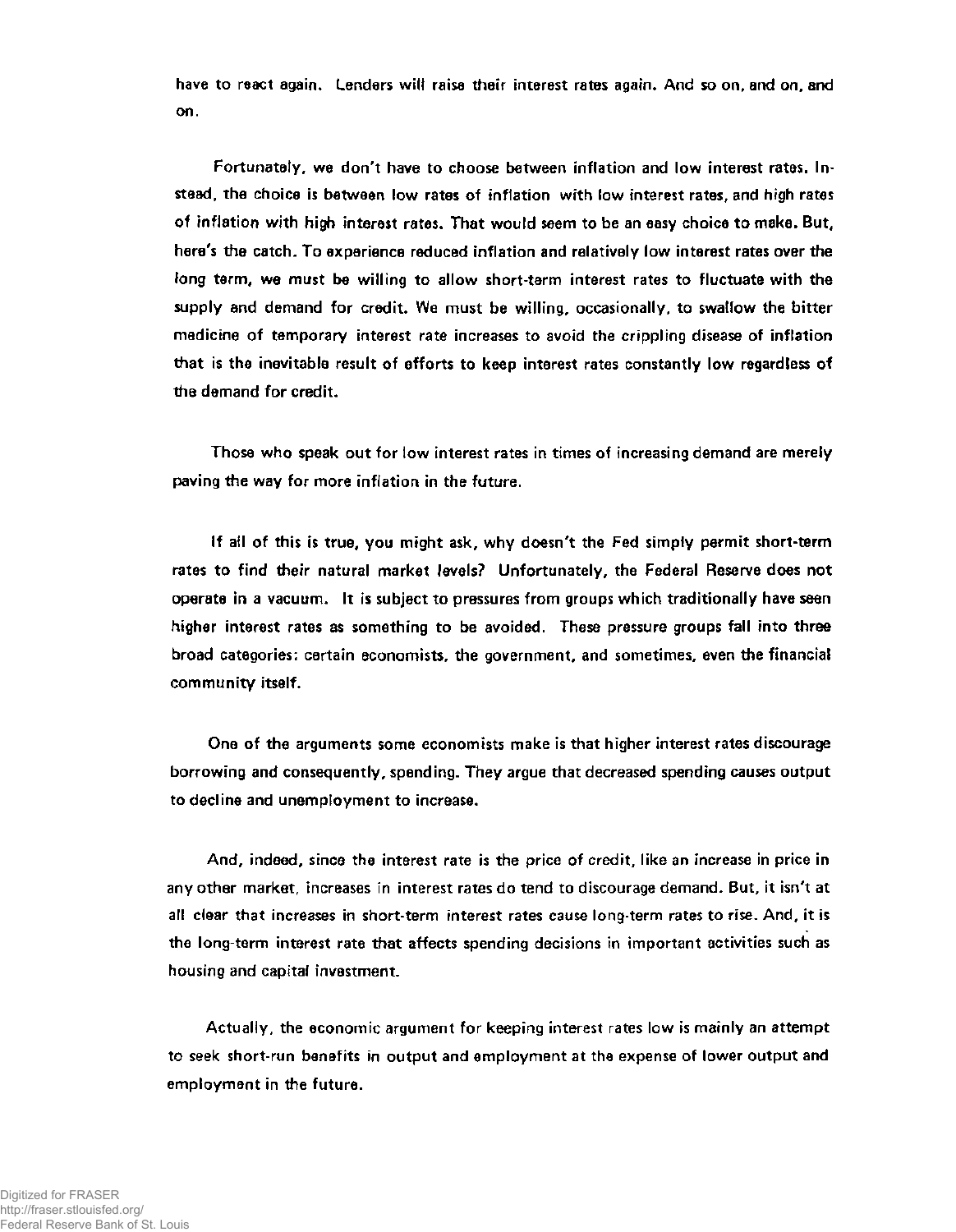have to react again. Lenders will raise their interest rates again. And so on, and on, and on.

Fortunately, we don't have to choose between inflation and low interest rates. Instead, the choice is between low rates of inflation with low interest rates, and high rates of inflation with high interest rates. That would seem to be an easy choice to make. But, here's the catch. To experience reduced inflation and relatively low interest rates over the long term, we must be willing to allow short-term interest rates to fluctuate with the supply and demand for credit. We must be willing, occasionally, to swallow the bitter medicine of temporary interest rate increases to avoid the crippling disease of inflation that is the inevitable result of efforts to keep interest rates constantly low regardless of the demand for credit.

Those who speak out for low interest rates in times of increasing demand are merely paving the way for more inflation in the future.

If all of this is true, you might ask, why doesn't the Fed simply permit short-term rates to find their natural market levels? Unfortunately, the Federal Reserve does not operate in a vacuum. It is subject to pressures from groups which traditionally have seen higher interest rates as something to be avoided. These pressure groups fall into three broad categories: certain economists, the government, and sometimes, even the financial community itself.

One of the arguments some economists make is that higher interest rates discourage borrowing and consequently, spending. They argue that decreased spending causes output to decline and unemployment to increase.

And, indeed, since the interest rate is the price of credit, like an increase in price in any other market, increases in interest rates do tend to discourage demand. But, it isn't at all clear that increases in short-term interest rates cause long-term rates to rise. And, it is the long-term interest rate that affects spending decisions in important activities such as housing and capital investment.

Actually, the economic argument for keeping interest rates low is mainly an attempt to seek short-run benefits in output and employment at the expense of lower output and employment in the future.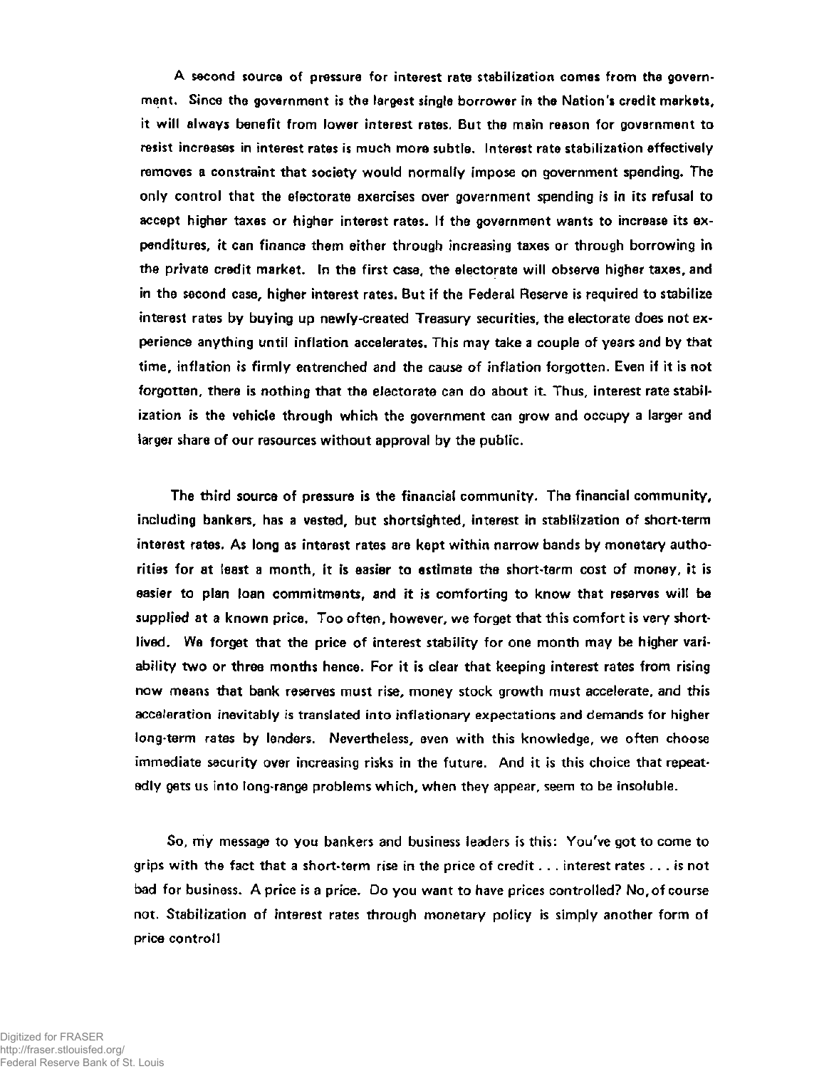A second source of pressure for interest rate stabilization comes from the government. Since the government is the largest single borrower in the Nation's credit markets, it will always benefit from lower interest rates. But the main reason for government to resist increases in interest rates is much more subtle. Interest rate stabilization effectively removes a constraint that society would normally impose on government spending. The only control that the electorate exercises over government spending is in its refusal to accept higher taxes or higher interest rates. If the government wants to increase its expenditures, it can finance them either through increasing taxes or through borrowing in the private credit market. In the first case, the electorate will observe higher taxes, and in the second case, higher interest rates. But if the Federal Reserve is required to stabilize interest rates by buying up newly-created Treasury securities, the electorate does not experience anything until inflation accelerates. This may take a couple of years and by that time, inflation is firmly entrenched and the cause of inflation forgotten. Even if it is not forgotten, there is nothing that the electorate can do about it. Thus, interest rate stabilization is the vehicle through which the government can grow and occupy a larger and larger share of our resources without approval by the public.

The third source of pressure is the financial community. The financial community, including bankers, has a vested, but shortsighted, interest in stablilzation of short-term interest rates. As long as interest rates are kept within narrow bands by monetary authorities for at least a month, it is easier to estimate the short-term cost of money, it is easier to plan loan commitments, and it is comforting to know that reserves will be supplied at a known price. Too often, however, we forget that this comfort is very short-lived. We forget that the price of interest stability for one month may be higher variability two or three months hence. For it is clear that keeping interest rates from rising now means that bank reserves must rise, money stock growth must accelerate, and this acceleration inevitably is translated into inflationary expectations and demands for higher long-term rates by lenders. Nevertheless, even with this knowledge, we often choose immediate security over increasing risks in the future. And it is this choice that repeatedly gets us into long-range problems which, when they appear, seem to be insoluble.

So, my message to you bankers and business leaders is this: You've got to come to grips with the fact that a short-term rise in the price of credit . . . interest rates . . . is not bad for business. A price is a price. Do you want to have prices controlled? No, of course not. Stabilization of interest rates through monetary policy is simply another form of price control!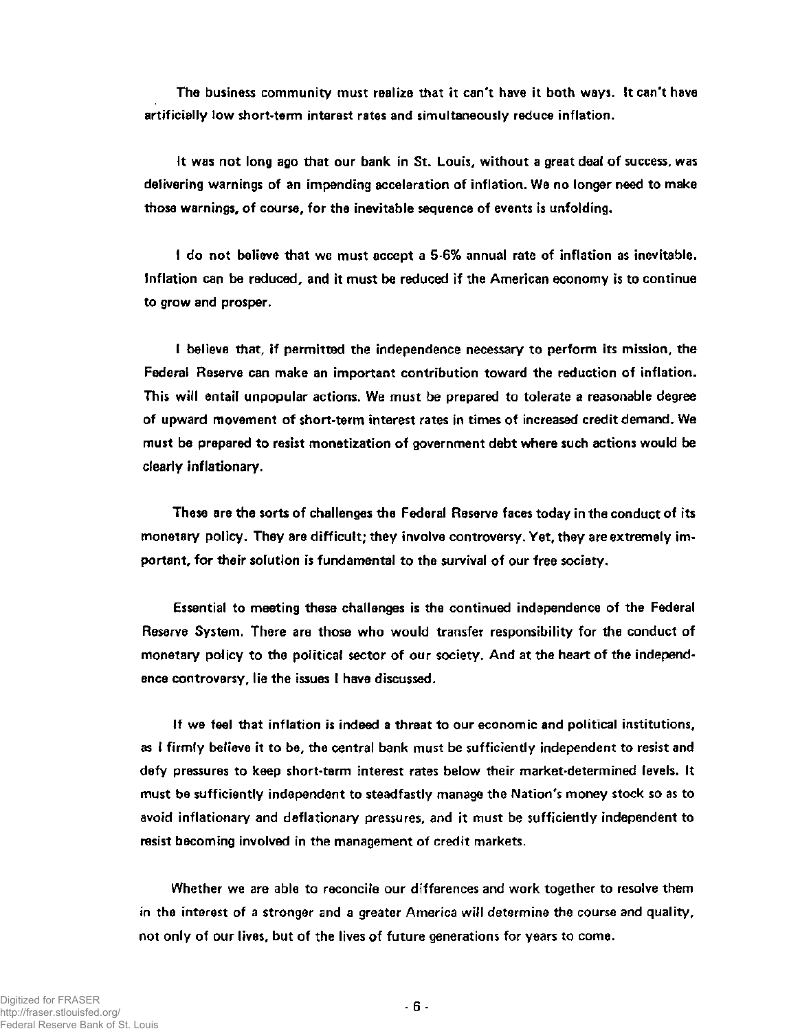The business community must realize that it can't have it both ways. It can't have artificially low short-term interest rates and simultaneously reduce inflation.

It was not long ago that our bank in St. Louis, without a great deal of success, was delivering warnings of an impending acceleration of inflation. We no longer need to make those warnings, of course, for the inevitable sequence of events is unfolding.

I do not believe that we must accept a 5-6% annual rate of inflation as inevitable. Inflation can be reduced, and it must be reduced if the American economy is to continue to grow and prosper.

I believe that, if permitted the independence necessary to perform its mission, the Federal Reserve can make an important contribution toward the reduction of inflation. This will entail unpopular actions. We must be prepared to tolerate a reasonable degree of upward movement of short-term interest rates in times of increased credit demand. We must be prepared to resist monetization of government debt where such actions would be clearly inflationary.

These are the sorts of challenges the Federal Reserve faces today in the conduct of its monetary policy. They are difficult; they involve controversy. Yet, they are extremely important, for their solution is fundamental to the survival of our free society.

Essential to meeting these challenges is the continued independence of the Federal Reserve System. There are those who would transfer responsibility for the conduct of monetary policy to the political sector of our society. And at the heart of the independence controversy, lie the issues I have discussed.

If we feel that inflation is indeed a threat to our economic and political institutions, as I firmly believe it to be, the central bank must be sufficiently independent to resist and defy pressures to keep short-term interest rates below their market-determined levels. It must be sufficiently independent to steadfastly manage the Nation's money stock so as to avoid inflationary and deflationary pressures, and it must be sufficiently independent to resist becoming involved in the management of credit markets.

Whether we are able to reconcile our differences and work together to resolve them in the interest of a stronger and a greater America will determine the course and quality, not only of our lives, but of the lives of future generations for years to come.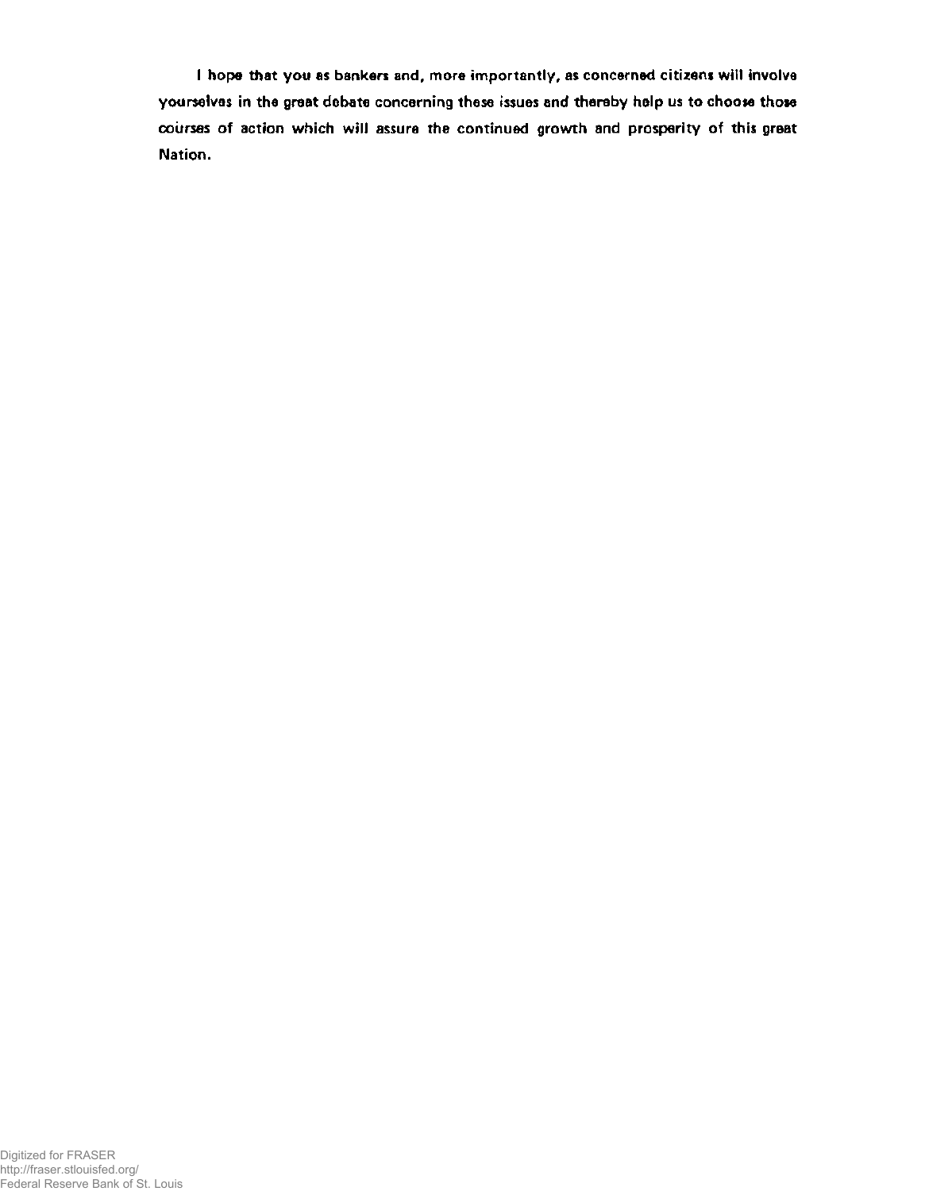I hope that you as bankers and, more importantly, as concerned citizens will involve yourselves in the great debate concerning these issues and thereby help us to choose those courses of action which will assure the continued growth and prosperity of this great Nation.